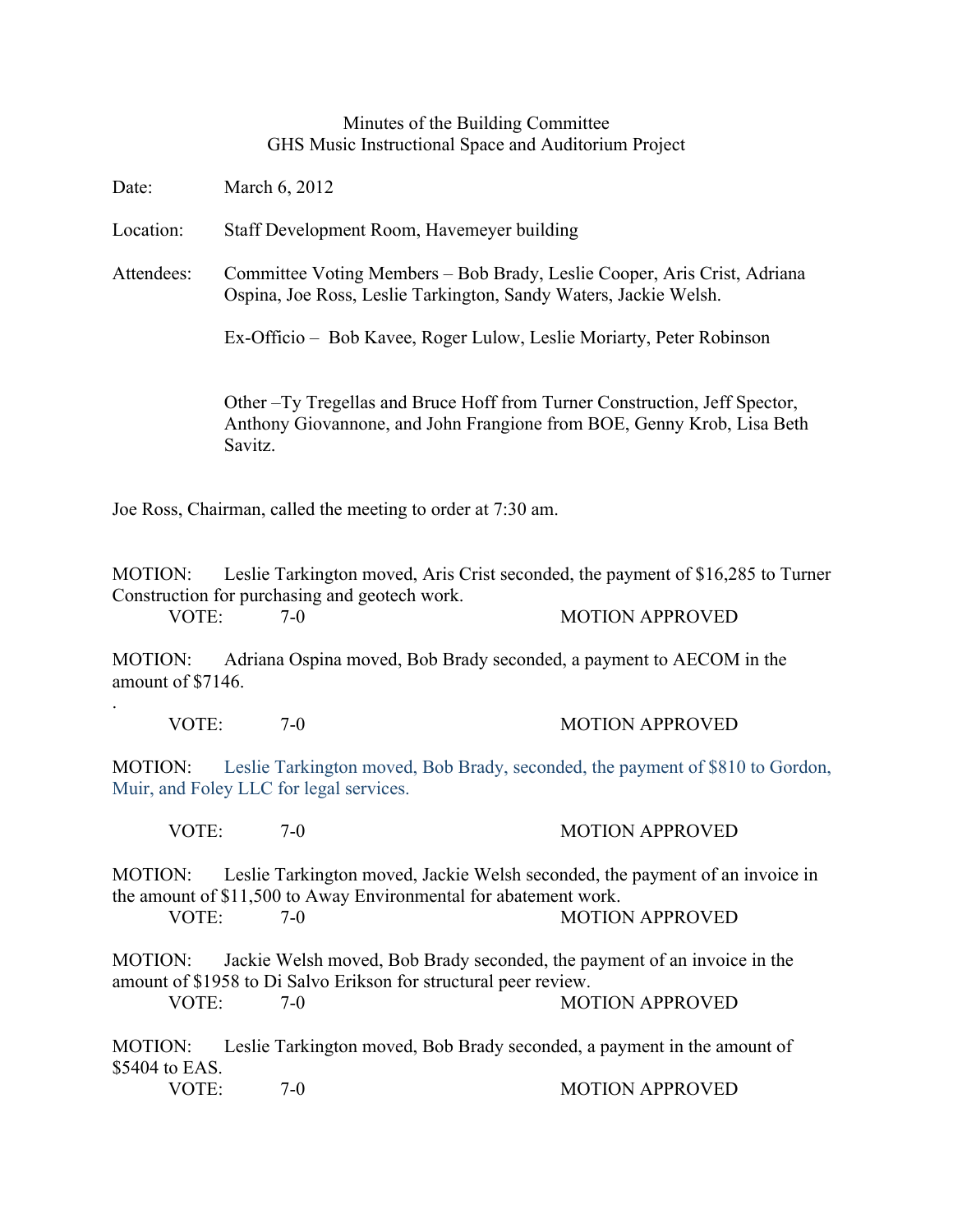Minutes of the Building Committee
GHS Music Instructional Space and Auditorium Project

Date: March 6, 2012

Location: Staff Development Room, Havemeyer building

Attendees: Committee Voting Members – Bob Brady, Leslie Cooper, Aris Crist, Adriana Ospina, Joe Ross, Leslie Tarkington, Sandy Waters, Jackie Welsh.

Ex-Officio – Bob Kavee, Roger Lulow, Leslie Moriarty, Peter Robinson

Other –Ty Tregellas and Bruce Hoff from Turner Construction, Jeff Spector, Anthony Giovannone, and John Frangione from BOE, Genny Krob, Lisa Beth Savitz.

Joe Ross, Chairman, called the meeting to order at 7:30 am.

MOTION: Leslie Tarkington moved, Aris Crist seconded, the payment of $16,285 to Turner Construction for purchasing and geotech work.

VOTE: 7-0 MOTION APPROVED

MOTION: Adriana Ospina moved, Bob Brady seconded, a payment to AECOM in the amount of $7146.

.

VOTE: 7-0 MOTION APPROVED

MOTION: Leslie Tarkington moved, Bob Brady, seconded, the payment of $810 to Gordon, Muir, and Foley LLC for legal services.

VOTE: 7-0 MOTION APPROVED

MOTION: Leslie Tarkington moved, Jackie Welsh seconded, the payment of an invoice in the amount of $11,500 to Away Environmental for abatement work.

VOTE: 7-0 MOTION APPROVED

MOTION: Jackie Welsh moved, Bob Brady seconded, the payment of an invoice in the amount of $1958 to Di Salvo Erikson for structural peer review.

VOTE: 7-0 MOTION APPROVED

MOTION: Leslie Tarkington moved, Bob Brady seconded, a payment in the amount of $5404 to EAS.

VOTE: 7-0 MOTION APPROVED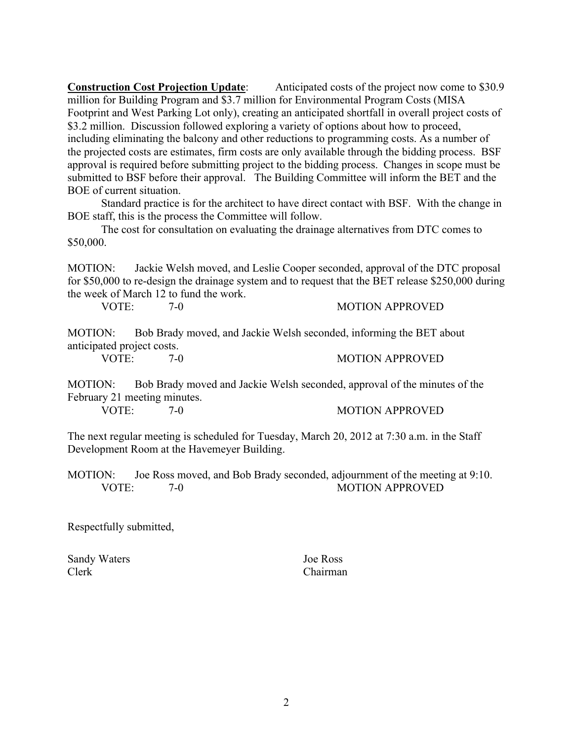**Construction Cost Projection Update**: Anticipated costs of the project now come to $30.9 million for Building Program and $3.7 million for Environmental Program Costs (MISA Footprint and West Parking Lot only), creating an anticipated shortfall in overall project costs of $3.2 million. Discussion followed exploring a variety of options about how to proceed, including eliminating the balcony and other reductions to programming costs. As a number of the projected costs are estimates, firm costs are only available through the bidding process. BSF approval is required before submitting project to the bidding process. Changes in scope must be submitted to BSF before their approval. The Building Committee will inform the BET and the BOE of current situation.

Standard practice is for the architect to have direct contact with BSF. With the change in BOE staff, this is the process the Committee will follow.

The cost for consultation on evaluating the drainage alternatives from DTC comes to $50,000.

MOTION: Jackie Welsh moved, and Leslie Cooper seconded, approval of the DTC proposal for $50,000 to re-design the drainage system and to request that the BET release $250,000 during the week of March 12 to fund the work.

VOTE: 7-0 MOTION APPROVED

MOTION: Bob Brady moved, and Jackie Welsh seconded, informing the BET about anticipated project costs.

VOTE: 7-0 MOTION APPROVED

MOTION: Bob Brady moved and Jackie Welsh seconded, approval of the minutes of the February 21 meeting minutes.

VOTE: 7-0 MOTION APPROVED

The next regular meeting is scheduled for Tuesday, March 20, 2012 at 7:30 a.m. in the Staff Development Room at the Havemeyer Building.

MOTION: Joe Ross moved, and Bob Brady seconded, adjournment of the meeting at 9:10.

VOTE: 7-0 MOTION APPROVED

Respectfully submitted,

Sandy Waters
Clerk

Joe Ross
Chairman